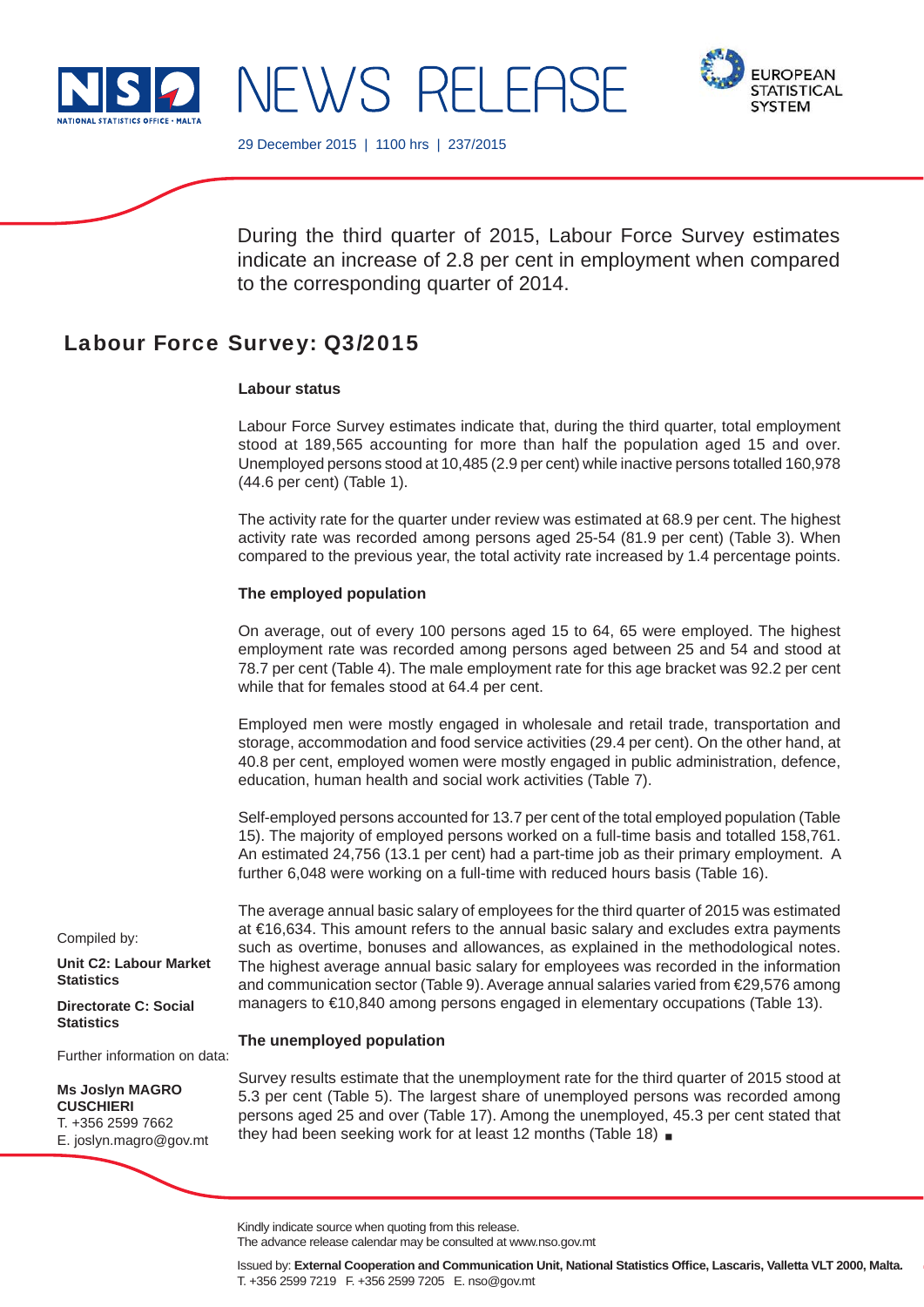NEWS RELEASE

29 December 2015 | 1100 hrs | 237/2015

During the third quarter of 2015, Labour Force Survey estimates indicate an increase of 2.8 per cent in employment when compared to the corresponding quarter of 2014.

# Labour Force Survey: Q3/2015

### Labour status

Labour Force Survey estimates indicate that, during the third quarter, total employment stood at 189,565 accounting for more than half the population aged 15 and over. Unemployed persons stood at 10,485 (2.9 per cent) while inactive persons totalled 160,978 (44.6 per cent) (Table 1).

The activity rate for the quarter under review was estimated at 68.9 per cent. The highest activity rate was recorded among persons aged 25-54 (81.9 per cent) (Table 3). When compared to the previous year, the total activity rate increased by 1.4 percentage points.

### The employed population

On average, out of every 100 persons aged 15 to 64, 65 were employed. The highest employment rate was recorded among persons aged between 25 and 54 and stood at 78.7 per cent (Table 4). The male employment rate for this age bracket was 92.2 per cent while that for females stood at 64.4 per cent.

Employed men were mostly engaged in wholesale and retail trade, transportation and storage, accommodation and food service activities (29.4 per cent). On the other hand, at 40.8 per cent, employed women were mostly engaged in public administration, defence, education, human health and social work activities (Table 7).

Self-employed persons accounted for 13.7 per cent of the total employed population (Table 15). The majority of employed persons worked on a full-time basis and totalled 158,761. An estimated 24,756 (13.1 per cent) had a part-time job as their primary employment. A further 6,048 were working on a full-time with reduced hours basis (Table 16).

The average annual basic salary of employees for the third quarter of 2015 was estimated at €16,634. This amount refers to the annual basic salary and excludes extra payments such as overtime, bonuses and allowances, as explained in the methodological notes. The highest average annual basic salary for employees was recorded in the information and communication sector (Table 9). Average annual salaries varied from €29,576 among managers to €10,840 among persons engaged in elementary occupations (Table 13).

### The unemployed population

Survey results estimate that the unemployment rate for the third quarter of 2015 stood at 5.3 per cent (Table 5). The largest share of unemployed persons was recorded among persons aged 25 and over (Table 17). Among the unemployed, 45.3 per cent stated that they had been seeking work for at least 12 months (Table 18) ■

Compiled by:

**Unit C2: Labour Market Statistics**

**Directorate C: Social Statistics**

Further information on data:

**Ms Joslyn MAGRO CUSCHIERI**
T. +356 2599 7662
E. joslyn.magro@gov.mt

Kindly indicate source when quoting from this release.
The advance release calendar may be consulted at www.nso.gov.mt

Issued by: **External Cooperation and Communication Unit, National Statistics Office, Lascaris, Valletta VLT 2000, Malta.**
T. +356 2599 7219 F. +356 2599 7205 E. nso@gov.mt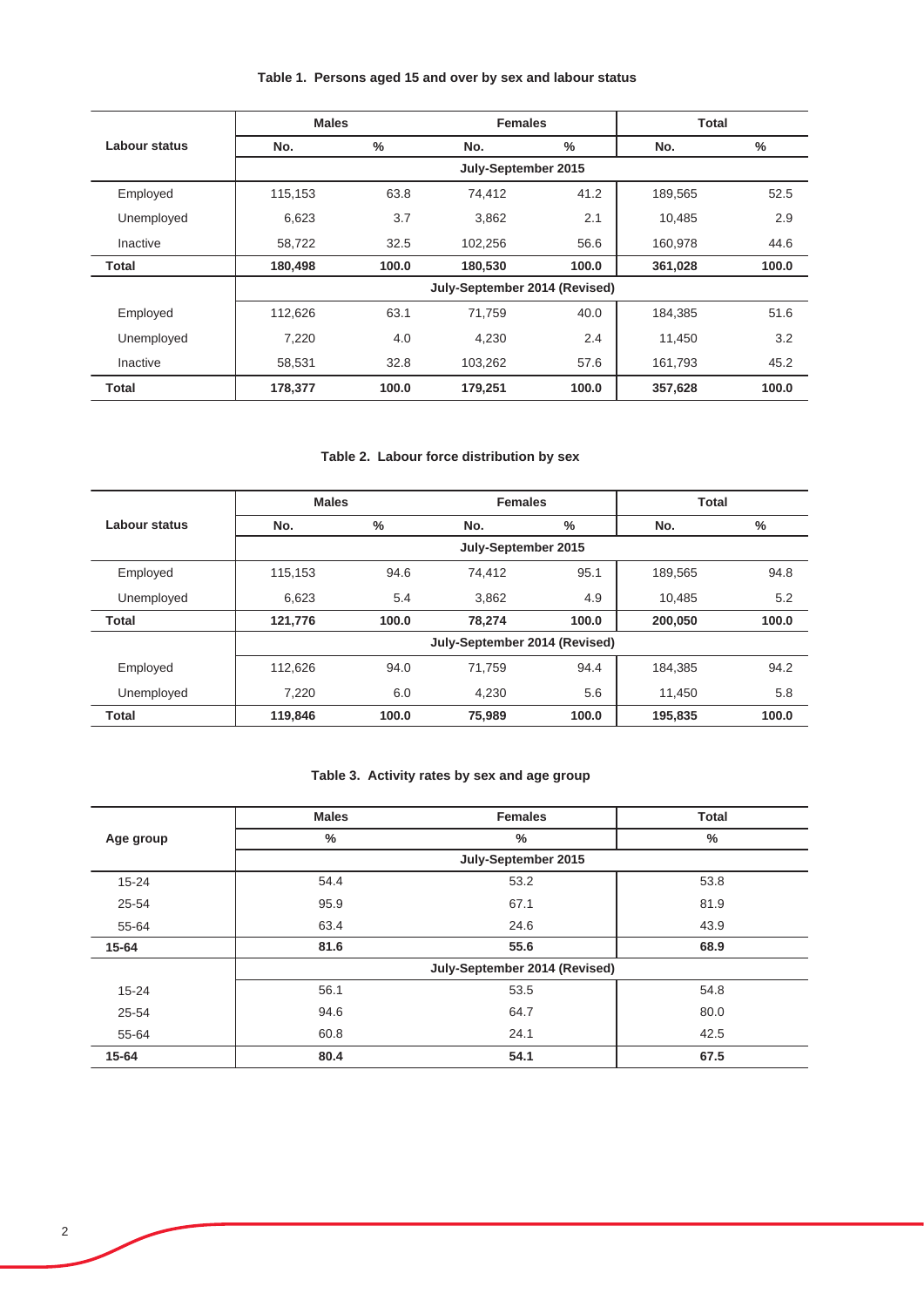**Table 1. Persons aged 15 and over by sex and labour status**

| Labour status | Males | | Females | | Total | |
|---|---|---|---|---|---|---|
| | No. | % | No. | % | No. | % |
| | July-September 2015 | | | | | |
| Employed | 115,153 | 63.8 | 74,412 | 41.2 | 189,565 | 52.5 |
| Unemployed | 6,623 | 3.7 | 3,862 | 2.1 | 10,485 | 2.9 |
| Inactive | 58,722 | 32.5 | 102,256 | 56.6 | 160,978 | 44.6 |
| **Total** | **180,498** | **100.0** | **180,530** | **100.0** | **361,028** | **100.0** |
| | July-September 2014 (Revised) | | | | | |
| Employed | 112,626 | 63.1 | 71,759 | 40.0 | 184,385 | 51.6 |
| Unemployed | 7,220 | 4.0 | 4,230 | 2.4 | 11,450 | 3.2 |
| Inactive | 58,531 | 32.8 | 103,262 | 57.6 | 161,793 | 45.2 |
| **Total** | **178,377** | **100.0** | **179,251** | **100.0** | **357,628** | **100.0** |

**Table 2. Labour force distribution by sex**

| Labour status | Males | | Females | | Total | |
|---|---|---|---|---|---|---|
| | No. | % | No. | % | No. | % |
| | July-September 2015 | | | | | |
| Employed | 115,153 | 94.6 | 74,412 | 95.1 | 189,565 | 94.8 |
| Unemployed | 6,623 | 5.4 | 3,862 | 4.9 | 10,485 | 5.2 |
| **Total** | **121,776** | **100.0** | **78,274** | **100.0** | **200,050** | **100.0** |
| | July-September 2014 (Revised) | | | | | |
| Employed | 112,626 | 94.0 | 71,759 | 94.4 | 184,385 | 94.2 |
| Unemployed | 7,220 | 6.0 | 4,230 | 5.6 | 11,450 | 5.8 |
| **Total** | **119,846** | **100.0** | **75,989** | **100.0** | **195,835** | **100.0** |

**Table 3. Activity rates by sex and age group**

| Age group | Males | Females | Total |
|---|---|---|---|
| | % | % | % |
| | July-September 2015 | | |
| 15-24 | 54.4 | 53.2 | 53.8 |
| 25-54 | 95.9 | 67.1 | 81.9 |
| 55-64 | 63.4 | 24.6 | 43.9 |
| **15-64** | **81.6** | **55.6** | **68.9** |
| | July-September 2014 (Revised) | | |
| 15-24 | 56.1 | 53.5 | 54.8 |
| 25-54 | 94.6 | 64.7 | 80.0 |
| 55-64 | 60.8 | 24.1 | 42.5 |
| **15-64** | **80.4** | **54.1** | **67.5** |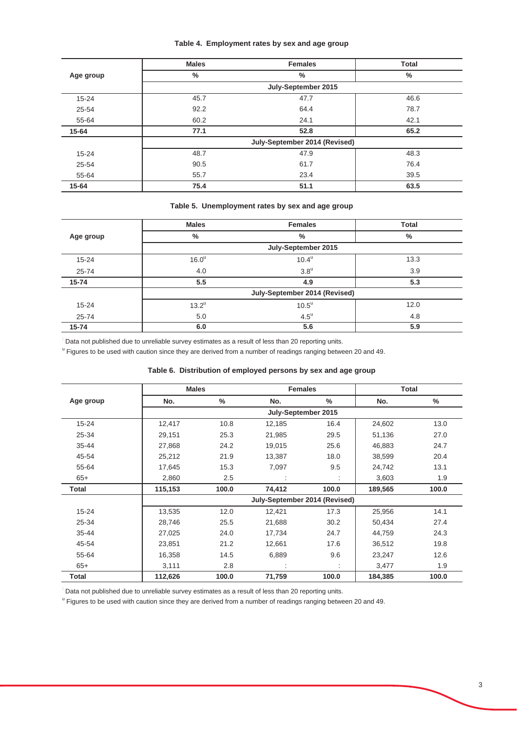**Table 4. Employment rates by sex and age group**

| Age group | Males | Females | Total |
|---|---|---|---|
| | % | % | % |
| | July-September 2015 | | |
| 15-24 | 45.7 | 47.7 | 46.6 |
| 25-54 | 92.2 | 64.4 | 78.7 |
| 55-64 | 60.2 | 24.1 | 42.1 |
| **15-64** | **77.1** | **52.8** | **65.2** |
| | July-September 2014 (Revised) | | |
| 15-24 | 48.7 | 47.9 | 48.3 |
| 25-54 | 90.5 | 61.7 | 76.4 |
| 55-64 | 55.7 | 23.4 | 39.5 |
| **15-64** | **75.4** | **51.1** | **63.5** |

**Table 5. Unemployment rates by sex and age group**

| Age group | Males | Females | Total |
|---|---|---|---|
| | % | % | % |
| | July-September 2015 | | |
| 15-24 | 16.0[u] | 10.4[u] | 13.3 |
| 25-74 | 4.0 | 3.8[u] | 3.9 |
| **15-74** | **5.5** | **4.9** | **5.3** |
| | July-September 2014 (Revised) | | |
| 15-24 | 13.2[u] | 10.5[u] | 12.0 |
| 25-74 | 5.0 | 4.5[u] | 4.8 |
| **15-74** | **6.0** | **5.6** | **5.9** |

: Data not published due to unreliable survey estimates as a result of less than 20 reporting units.

[u] Figures to be used with caution since they are derived from a number of readings ranging between 20 and 49.

**Table 6. Distribution of employed persons by sex and age group**

| Age group | Males | | Females | | Total | |
|---|---|---|---|---|---|---|
| | No. | % | No. | % | No. | % |
| | July-September 2015 | | | | | |
| 15-24 | 12,417 | 10.8 | 12,185 | 16.4 | 24,602 | 13.0 |
| 25-34 | 29,151 | 25.3 | 21,985 | 29.5 | 51,136 | 27.0 |
| 35-44 | 27,868 | 24.2 | 19,015 | 25.6 | 46,883 | 24.7 |
| 45-54 | 25,212 | 21.9 | 13,387 | 18.0 | 38,599 | 20.4 |
| 55-64 | 17,645 | 15.3 | 7,097 | 9.5 | 24,742 | 13.1 |
| 65+ | 2,860 | 2.5 | : | : | 3,603 | 1.9 |
| **Total** | **115,153** | **100.0** | **74,412** | **100.0** | **189,565** | **100.0** |
| | July-September 2014 (Revised) | | | | | |
| 15-24 | 13,535 | 12.0 | 12,421 | 17.3 | 25,956 | 14.1 |
| 25-34 | 28,746 | 25.5 | 21,688 | 30.2 | 50,434 | 27.4 |
| 35-44 | 27,025 | 24.0 | 17,734 | 24.7 | 44,759 | 24.3 |
| 45-54 | 23,851 | 21.2 | 12,661 | 17.6 | 36,512 | 19.8 |
| 55-64 | 16,358 | 14.5 | 6,889 | 9.6 | 23,247 | 12.6 |
| 65+ | 3,111 | 2.8 | : | : | 3,477 | 1.9 |
| **Total** | **112,626** | **100.0** | **71,759** | **100.0** | **184,385** | **100.0** |

: Data not published due to unreliable survey estimates as a result of less than 20 reporting units.

[u] Figures to be used with caution since they are derived from a number of readings ranging between 20 and 49.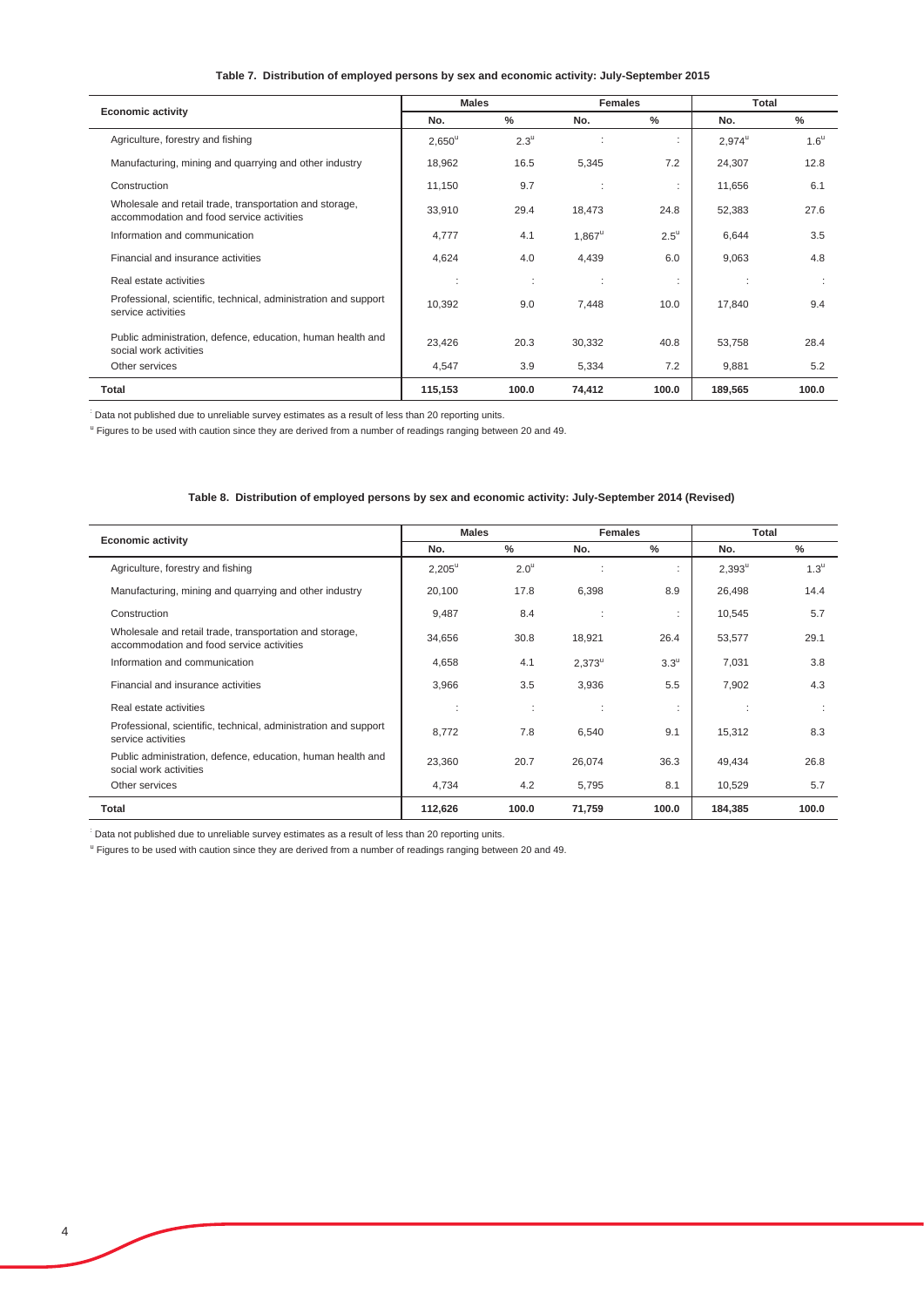**Table 7. Distribution of employed persons by sex and economic activity: July-September 2015**

| Economic activity | Males | | Females | | Total | |
|---|---|---|---|---|---|---|
| | No. | % | No. | % | No. | % |
| Agriculture, forestry and fishing | 2,650[u] | 2.3[u] | : | : | 2,974[u] | 1.6[u] |
| Manufacturing, mining and quarrying and other industry | 18,962 | 16.5 | 5,345 | 7.2 | 24,307 | 12.8 |
| Construction | 11,150 | 9.7 | : | : | 11,656 | 6.1 |
| Wholesale and retail trade, transportation and storage, accommodation and food service activities | 33,910 | 29.4 | 18,473 | 24.8 | 52,383 | 27.6 |
| Information and communication | 4,777 | 4.1 | 1,867[u] | 2.5[u] | 6,644 | 3.5 |
| Financial and insurance activities | 4,624 | 4.0 | 4,439 | 6.0 | 9,063 | 4.8 |
| Real estate activities | : | : | : | : | : | : |
| Professional, scientific, technical, administration and support service activities | 10,392 | 9.0 | 7,448 | 10.0 | 17,840 | 9.4 |
| Public administration, defence, education, human health and social work activities | 23,426 | 20.3 | 30,332 | 40.8 | 53,758 | 28.4 |
| Other services | 4,547 | 3.9 | 5,334 | 7.2 | 9,881 | 5.2 |
| **Total** | **115,153** | **100.0** | **74,412** | **100.0** | **189,565** | **100.0** |

: Data not published due to unreliable survey estimates as a result of less than 20 reporting units.

[u] Figures to be used with caution since they are derived from a number of readings ranging between 20 and 49.

**Table 8. Distribution of employed persons by sex and economic activity: July-September 2014 (Revised)**

| Economic activity | Males | | Females | | Total | |
|---|---|---|---|---|---|---|
| | No. | % | No. | % | No. | % |
| Agriculture, forestry and fishing | 2,205[u] | 2.0[u] | : | : | 2,393[u] | 1.3[u] |
| Manufacturing, mining and quarrying and other industry | 20,100 | 17.8 | 6,398 | 8.9 | 26,498 | 14.4 |
| Construction | 9,487 | 8.4 | : | : | 10,545 | 5.7 |
| Wholesale and retail trade, transportation and storage, accommodation and food service activities | 34,656 | 30.8 | 18,921 | 26.4 | 53,577 | 29.1 |
| Information and communication | 4,658 | 4.1 | 2,373[u] | 3.3[u] | 7,031 | 3.8 |
| Financial and insurance activities | 3,966 | 3.5 | 3,936 | 5.5 | 7,902 | 4.3 |
| Real estate activities | : | : | : | : | : | : |
| Professional, scientific, technical, administration and support service activities | 8,772 | 7.8 | 6,540 | 9.1 | 15,312 | 8.3 |
| Public administration, defence, education, human health and social work activities | 23,360 | 20.7 | 26,074 | 36.3 | 49,434 | 26.8 |
| Other services | 4,734 | 4.2 | 5,795 | 8.1 | 10,529 | 5.7 |
| **Total** | **112,626** | **100.0** | **71,759** | **100.0** | **184,385** | **100.0** |

: Data not published due to unreliable survey estimates as a result of less than 20 reporting units.

[u] Figures to be used with caution since they are derived from a number of readings ranging between 20 and 49.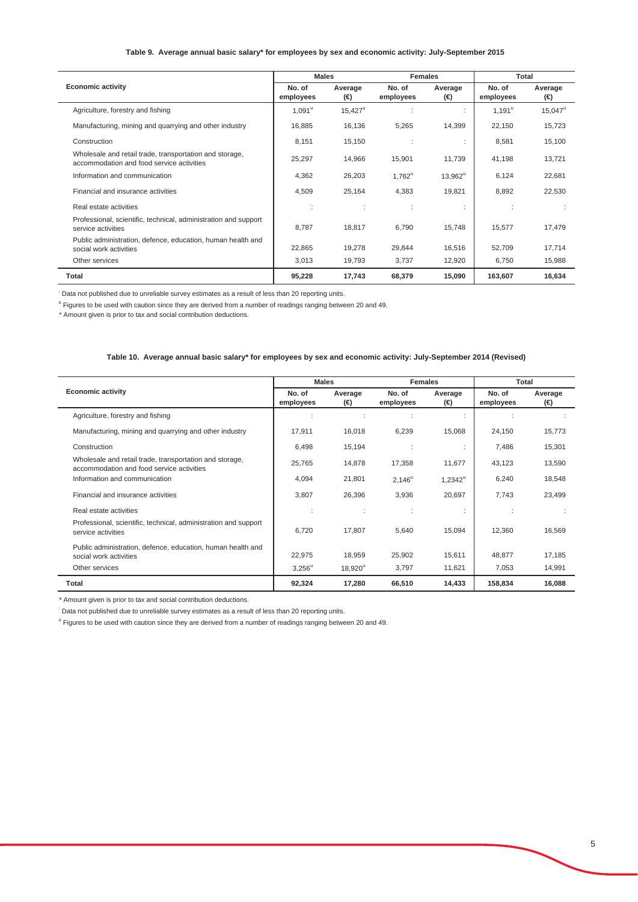**Table 9. Average annual basic salary* for employees by sex and economic activity: July-September 2015**

| Economic activity | Males | | Females | | Total | |
|---|---|---|---|---|---|---|
| | No. of employees | Average (€) | No. of employees | Average (€) | No. of employees | Average (€) |
| Agriculture, forestry and fishing | 1,091[u] | 15,427[u] | : | : | 1,191[u] | 15,047[u] |
| Manufacturing, mining and quarrying and other industry | 16,885 | 16,136 | 5,265 | 14,399 | 22,150 | 15,723 |
| Construction | 8,151 | 15,150 | : | : | 8,581 | 15,100 |
| Wholesale and retail trade, transportation and storage, accommodation and food service activities | 25,297 | 14,966 | 15,901 | 11,739 | 41,198 | 13,721 |
| Information and communication | 4,362 | 26,203 | 1,762[u] | 13,962[u] | 6,124 | 22,681 |
| Financial and insurance activities | 4,509 | 25,164 | 4,383 | 19,821 | 8,892 | 22,530 |
| Real estate activities | : | : | : | : | : | : |
| Professional, scientific, technical, administration and support service activities | 8,787 | 18,817 | 6,790 | 15,748 | 15,577 | 17,479 |
| Public administration, defence, education, human health and social work activities | 22,865 | 19,278 | 29,844 | 16,516 | 52,709 | 17,714 |
| Other services | 3,013 | 19,793 | 3,737 | 12,920 | 6,750 | 15,988 |
| **Total** | **95,228** | **17,743** | **68,379** | **15,090** | **163,607** | **16,634** |

: Data not published due to unreliable survey estimates as a result of less than 20 reporting units.

[u] Figures to be used with caution since they are derived from a number of readings ranging between 20 and 49.

\* Amount given is prior to tax and social contribution deductions.

**Table 10. Average annual basic salary* for employees by sex and economic activity: July-September 2014 (Revised)**

| Economic activity | Males | | Females | | Total | |
|---|---|---|---|---|---|---|
| | No. of employees | Average (€) | No. of employees | Average (€) | No. of employees | Average (€) |
| Agriculture, forestry and fishing | : | : | : | : | : | : |
| Manufacturing, mining and quarrying and other industry | 17,911 | 16,018 | 6,239 | 15,068 | 24,150 | 15,773 |
| Construction | 6,498 | 15,194 | : | : | 7,486 | 15,301 |
| Wholesale and retail trade, transportation and storage, accommodation and food service activities | 25,765 | 14,878 | 17,358 | 11,677 | 43,123 | 13,590 |
| Information and communication | 4,094 | 21,801 | 2,146[u] | 1,2342[u] | 6,240 | 18,548 |
| Financial and insurance activities | 3,807 | 26,396 | 3,936 | 20,697 | 7,743 | 23,499 |
| Real estate activities | : | : | : | : | : | : |
| Professional, scientific, technical, administration and support service activities | 6,720 | 17,807 | 5,640 | 15,094 | 12,360 | 16,569 |
| Public administration, defence, education, human health and social work activities | 22,975 | 18,959 | 25,902 | 15,611 | 48,877 | 17,185 |
| Other services | 3,256[u] | 18,920[u] | 3,797 | 11,621 | 7,053 | 14,991 |
| **Total** | **92,324** | **17,280** | **66,510** | **14,433** | **158,834** | **16,088** |

\* Amount given is prior to tax and social contribution deductions.

: Data not published due to unreliable survey estimates as a result of less than 20 reporting units.

[u] Figures to be used with caution since they are derived from a number of readings ranging between 20 and 49.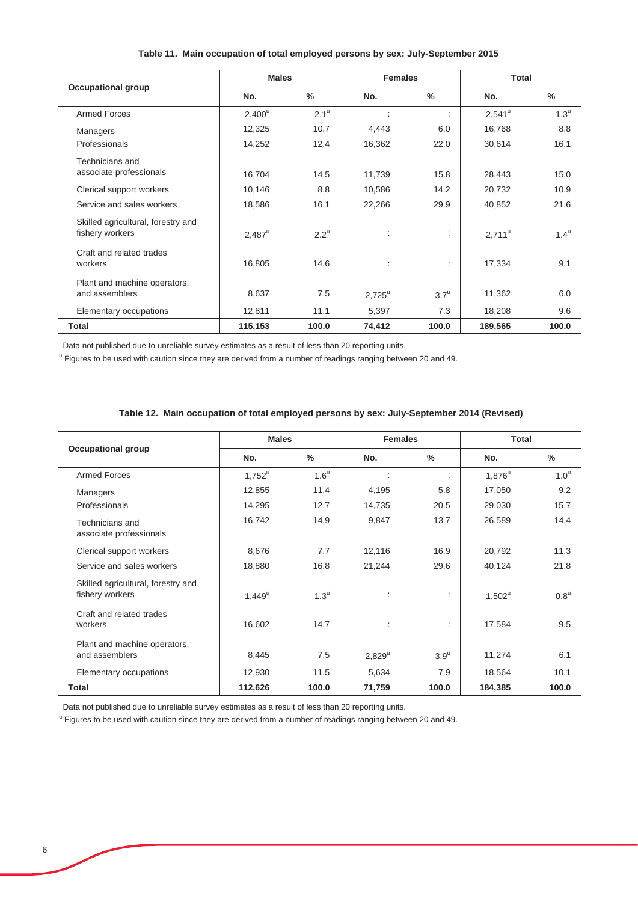**Table 11. Main occupation of total employed persons by sex: July-September 2015**

| Occupational group | Males | | Females | | Total | |
|---|---|---|---|---|---|---|
| | No. | % | No. | % | No. | % |
| Armed Forces | 2,400[u] | 2.1[u] | : | : | 2,541[u] | 1.3[u] |
| Managers | 12,325 | 10.7 | 4,443 | 6.0 | 16,768 | 8.8 |
| Professionals | 14,252 | 12.4 | 16,362 | 22.0 | 30,614 | 16.1 |
| Technicians and associate professionals | 16,704 | 14.5 | 11,739 | 15.8 | 28,443 | 15.0 |
| Clerical support workers | 10,146 | 8.8 | 10,586 | 14.2 | 20,732 | 10.9 |
| Service and sales workers | 18,586 | 16.1 | 22,266 | 29.9 | 40,852 | 21.6 |
| Skilled agricultural, forestry and fishery workers | 2,487[u] | 2.2[u] | : | : | 2,711[u] | 1.4[u] |
| Craft and related trades workers | 16,805 | 14.6 | : | : | 17,334 | 9.1 |
| Plant and machine operators, and assemblers | 8,637 | 7.5 | 2,725[u] | 3.7[u] | 11,362 | 6.0 |
| Elementary occupations | 12,811 | 11.1 | 5,397 | 7.3 | 18,208 | 9.6 |
| **Total** | **115,153** | **100.0** | **74,412** | **100.0** | **189,565** | **100.0** |

: Data not published due to unreliable survey estimates as a result of less than 20 reporting units.

[u] Figures to be used with caution since they are derived from a number of readings ranging between 20 and 49.

**Table 12. Main occupation of total employed persons by sex: July-September 2014 (Revised)**

| Occupational group | Males | | Females | | Total | |
|---|---|---|---|---|---|---|
| | No. | % | No. | % | No. | % |
| Armed Forces | 1,752[u] | 1.6[u] | : | : | 1,876[u] | 1.0[u] |
| Managers | 12,855 | 11.4 | 4,195 | 5.8 | 17,050 | 9.2 |
| Professionals | 14,295 | 12.7 | 14,735 | 20.5 | 29,030 | 15.7 |
| Technicians and associate professionals | 16,742 | 14.9 | 9,847 | 13.7 | 26,589 | 14.4 |
| Clerical support workers | 8,676 | 7.7 | 12,116 | 16.9 | 20,792 | 11.3 |
| Service and sales workers | 18,880 | 16.8 | 21,244 | 29.6 | 40,124 | 21.8 |
| Skilled agricultural, forestry and fishery workers | 1,449[u] | 1.3[u] | : | : | 1,502[u] | 0.8[u] |
| Craft and related trades workers | 16,602 | 14.7 | : | : | 17,584 | 9.5 |
| Plant and machine operators, and assemblers | 8,445 | 7.5 | 2,829[u] | 3.9[u] | 11,274 | 6.1 |
| Elementary occupations | 12,930 | 11.5 | 5,634 | 7.9 | 18,564 | 10.1 |
| **Total** | **112,626** | **100.0** | **71,759** | **100.0** | **184,385** | **100.0** |

: Data not published due to unreliable survey estimates as a result of less than 20 reporting units.

[u] Figures to be used with caution since they are derived from a number of readings ranging between 20 and 49.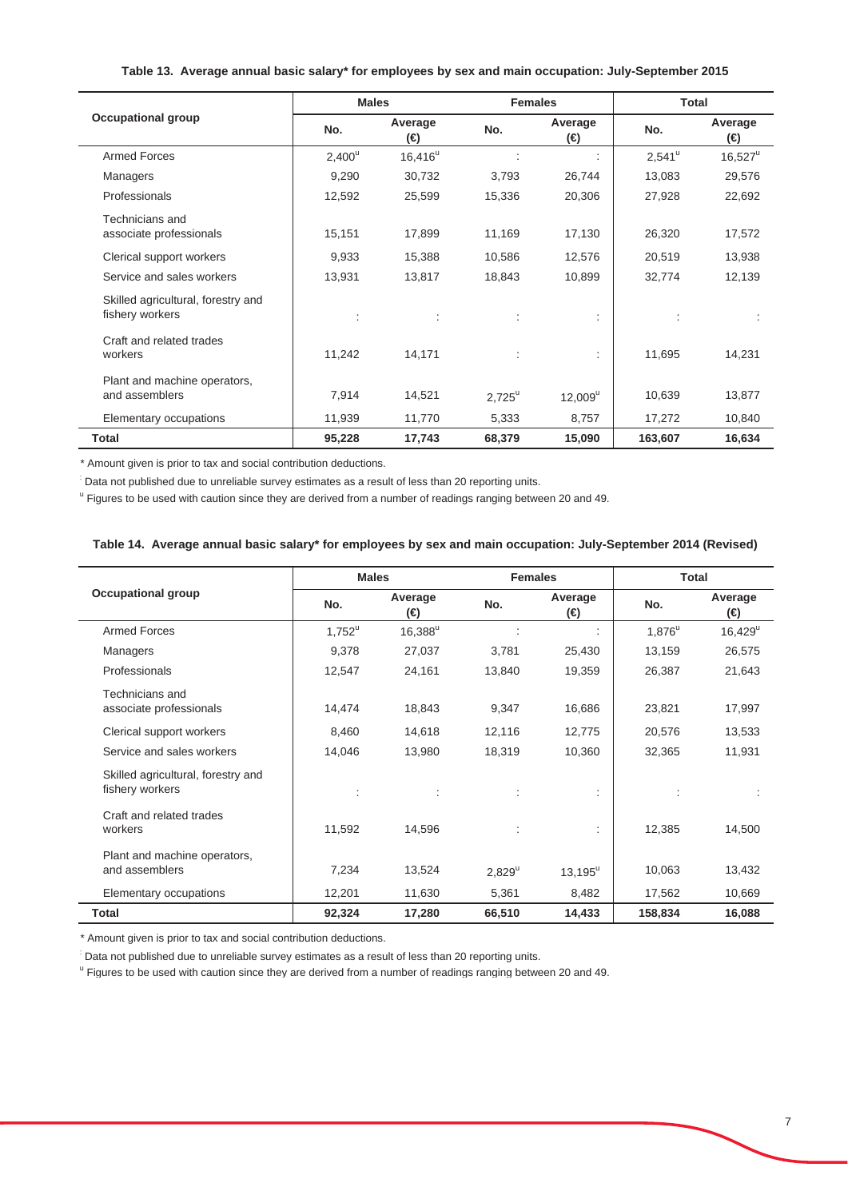**Table 13. Average annual basic salary* for employees by sex and main occupation: July-September 2015**

| Occupational group | Males | | Females | | Total | |
|---|---|---|---|---|---|---|
| | No. | Average (€) | No. | Average (€) | No. | Average (€) |
| Armed Forces | 2,400[u] | 16,416[u] | : | : | 2,541[u] | 16,527[u] |
| Managers | 9,290 | 30,732 | 3,793 | 26,744 | 13,083 | 29,576 |
| Professionals | 12,592 | 25,599 | 15,336 | 20,306 | 27,928 | 22,692 |
| Technicians and associate professionals | 15,151 | 17,899 | 11,169 | 17,130 | 26,320 | 17,572 |
| Clerical support workers | 9,933 | 15,388 | 10,586 | 12,576 | 20,519 | 13,938 |
| Service and sales workers | 13,931 | 13,817 | 18,843 | 10,899 | 32,774 | 12,139 |
| Skilled agricultural, forestry and fishery workers | : | : | : | : | : | : |
| Craft and related trades workers | 11,242 | 14,171 | : | : | 11,695 | 14,231 |
| Plant and machine operators, and assemblers | 7,914 | 14,521 | 2,725[u] | 12,009[u] | 10,639 | 13,877 |
| Elementary occupations | 11,939 | 11,770 | 5,333 | 8,757 | 17,272 | 10,840 |
| **Total** | **95,228** | **17,743** | **68,379** | **15,090** | **163,607** | **16,634** |

* Amount given is prior to tax and social contribution deductions.

: Data not published due to unreliable survey estimates as a result of less than 20 reporting units.

u Figures to be used with caution since they are derived from a number of readings ranging between 20 and 49.

**Table 14. Average annual basic salary* for employees by sex and main occupation: July-September 2014 (Revised)**

| Occupational group | Males | | Females | | Total | |
|---|---|---|---|---|---|---|
| | No. | Average (€) | No. | Average (€) | No. | Average (€) |
| Armed Forces | 1,752[u] | 16,388[u] | : | : | 1,876[u] | 16,429[u] |
| Managers | 9,378 | 27,037 | 3,781 | 25,430 | 13,159 | 26,575 |
| Professionals | 12,547 | 24,161 | 13,840 | 19,359 | 26,387 | 21,643 |
| Technicians and associate professionals | 14,474 | 18,843 | 9,347 | 16,686 | 23,821 | 17,997 |
| Clerical support workers | 8,460 | 14,618 | 12,116 | 12,775 | 20,576 | 13,533 |
| Service and sales workers | 14,046 | 13,980 | 18,319 | 10,360 | 32,365 | 11,931 |
| Skilled agricultural, forestry and fishery workers | : | : | : | : | : | : |
| Craft and related trades workers | 11,592 | 14,596 | : | : | 12,385 | 14,500 |
| Plant and machine operators, and assemblers | 7,234 | 13,524 | 2,829[u] | 13,195[u] | 10,063 | 13,432 |
| Elementary occupations | 12,201 | 11,630 | 5,361 | 8,482 | 17,562 | 10,669 |
| **Total** | **92,324** | **17,280** | **66,510** | **14,433** | **158,834** | **16,088** |

* Amount given is prior to tax and social contribution deductions.

: Data not published due to unreliable survey estimates as a result of less than 20 reporting units.

u Figures to be used with caution since they are derived from a number of readings ranging between 20 and 49.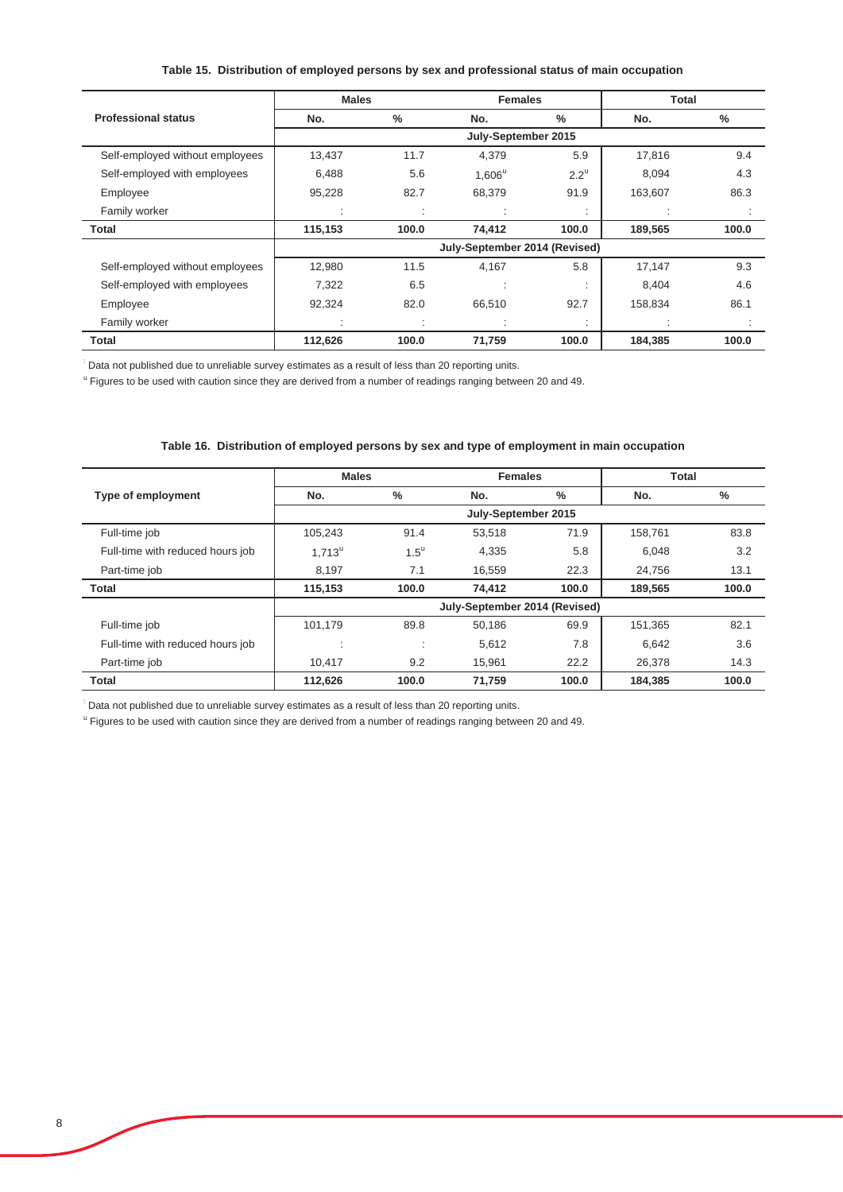**Table 15. Distribution of employed persons by sex and professional status of main occupation**

| Professional status | Males | | Females | | Total | |
|---|---|---|---|---|---|---|
| | No. | % | No. | % | No. | % |
| | July-September 2015 | | | | | |
| Self-employed without employees | 13,437 | 11.7 | 4,379 | 5.9 | 17,816 | 9.4 |
| Self-employed with employees | 6,488 | 5.6 | 1,606[u] | 2.2[u] | 8,094 | 4.3 |
| Employee | 95,228 | 82.7 | 68,379 | 91.9 | 163,607 | 86.3 |
| Family worker | : | : | : | : | : | : |
| **Total** | **115,153** | **100.0** | **74,412** | **100.0** | **189,565** | **100.0** |
| | July-September 2014 (Revised) | | | | | |
| Self-employed without employees | 12,980 | 11.5 | 4,167 | 5.8 | 17,147 | 9.3 |
| Self-employed with employees | 7,322 | 6.5 | : | : | 8,404 | 4.6 |
| Employee | 92,324 | 82.0 | 66,510 | 92.7 | 158,834 | 86.1 |
| Family worker | : | : | : | : | : | : |
| **Total** | **112,626** | **100.0** | **71,759** | **100.0** | **184,385** | **100.0** |

: Data not published due to unreliable survey estimates as a result of less than 20 reporting units.

[u] Figures to be used with caution since they are derived from a number of readings ranging between 20 and 49.

**Table 16. Distribution of employed persons by sex and type of employment in main occupation**

| Type of employment | Males | | Females | | Total | |
|---|---|---|---|---|---|---|
| | No. | % | No. | % | No. | % |
| | July-September 2015 | | | | | |
| Full-time job | 105,243 | 91.4 | 53,518 | 71.9 | 158,761 | 83.8 |
| Full-time with reduced hours job | 1,713[u] | 1.5[u] | 4,335 | 5.8 | 6,048 | 3.2 |
| Part-time job | 8,197 | 7.1 | 16,559 | 22.3 | 24,756 | 13.1 |
| **Total** | **115,153** | **100.0** | **74,412** | **100.0** | **189,565** | **100.0** |
| | July-September 2014 (Revised) | | | | | |
| Full-time job | 101,179 | 89.8 | 50,186 | 69.9 | 151,365 | 82.1 |
| Full-time with reduced hours job | : | : | 5,612 | 7.8 | 6,642 | 3.6 |
| Part-time job | 10,417 | 9.2 | 15,961 | 22.2 | 26,378 | 14.3 |
| **Total** | **112,626** | **100.0** | **71,759** | **100.0** | **184,385** | **100.0** |

: Data not published due to unreliable survey estimates as a result of less than 20 reporting units.

[u] Figures to be used with caution since they are derived from a number of readings ranging between 20 and 49.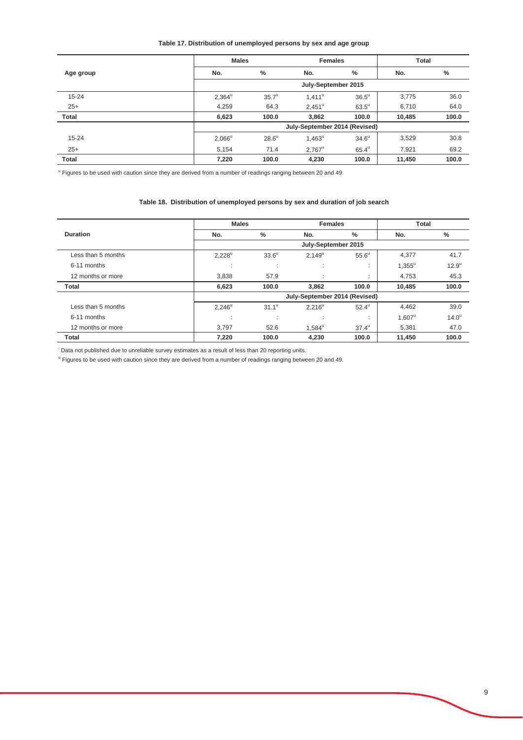**Table 17. Distribution of unemployed persons by sex and age group**

| Age group | Males | | Females | | Total | |
|---|---|---|---|---|---|---|
| | No. | % | No. | % | No. | % |
| | July-September 2015 | | | | | |
| 15-24 | 2,364[u] | 35.7[u] | 1,411[u] | 36.5[u] | 3,775 | 36.0 |
| 25+ | 4,259 | 64.3 | 2,451[u] | 63.5[u] | 6,710 | 64.0 |
| **Total** | **6,623** | **100.0** | **3,862** | **100.0** | **10,485** | **100.0** |
| | July-September 2014 (Revised) | | | | | |
| 15-24 | 2,066[u] | 28.6[u] | 1,463[u] | 34.6[u] | 3,529 | 30.8 |
| 25+ | 5,154 | 71.4 | 2,767[u] | 65.4[u] | 7,921 | 69.2 |
| **Total** | **7,220** | **100.0** | **4,230** | **100.0** | **11,450** | **100.0** |

[u] Figures to be used with caution since they are derived from a number of readings ranging between 20 and 49.

**Table 18. Distribution of unemployed persons by sex and duration of job search**

| Duration | Males | | Females | | Total | |
|---|---|---|---|---|---|---|
| | No. | % | No. | % | No. | % |
| | July-September 2015 | | | | | |
| Less than 5 months | 2,228[u] | 33.6[u] | 2,149[u] | 55.6[u] | 4,377 | 41.7 |
| 6-11 months | : | : | : | : | 1,355[u] | 12.9[u] |
| 12 months or more | 3,838 | 57.9 | : | : | 4,753 | 45.3 |
| **Total** | **6,623** | **100.0** | **3,862** | **100.0** | **10,485** | **100.0** |
| | July-September 2014 (Revised) | | | | | |
| Less than 5 months | 2,246[u] | 31.1[u] | 2,216[u] | 52.4[u] | 4,462 | 39.0 |
| 6-11 months | : | : | : | : | 1,607[u] | 14.0[u] |
| 12 months or more | 3,797 | 52.6 | 1,584[u] | 37.4[u] | 5,381 | 47.0 |
| **Total** | **7,220** | **100.0** | **4,230** | **100.0** | **11,450** | **100.0** |

: Data not published due to unreliable survey estimates as a result of less than 20 reporting units.

[u] Figures to be used with caution since they are derived from a number of readings ranging between 20 and 49.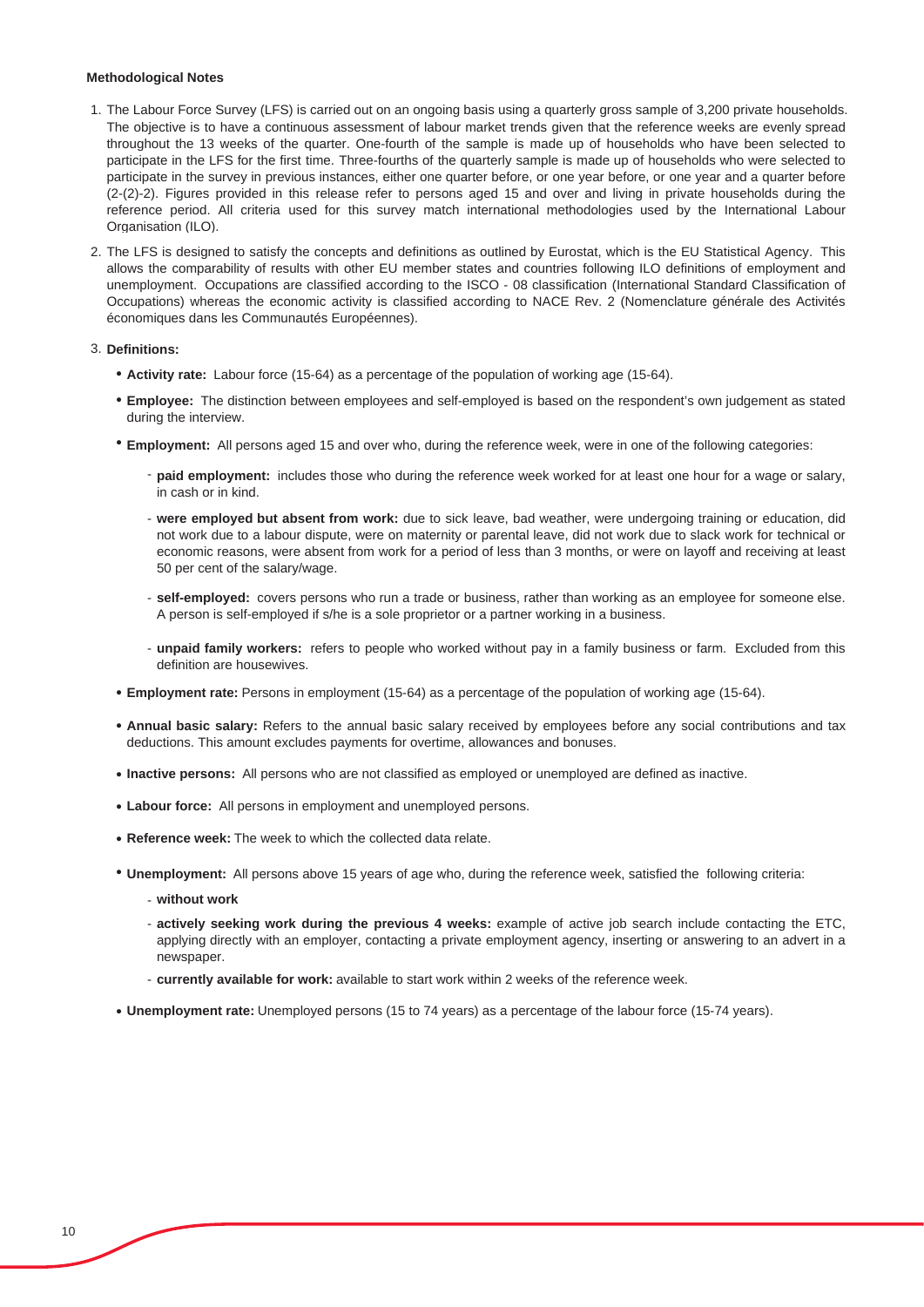**Methodological Notes**

1. The Labour Force Survey (LFS) is carried out on an ongoing basis using a quarterly gross sample of 3,200 private households. The objective is to have a continuous assessment of labour market trends given that the reference weeks are evenly spread throughout the 13 weeks of the quarter. One-fourth of the sample is made up of households who have been selected to participate in the LFS for the first time. Three-fourths of the quarterly sample is made up of households who were selected to participate in the survey in previous instances, either one quarter before, or one year before, or one year and a quarter before (2-(2)-2). Figures provided in this release refer to persons aged 15 and over and living in private households during the reference period. All criteria used for this survey match international methodologies used by the International Labour Organisation (ILO).

2. The LFS is designed to satisfy the concepts and definitions as outlined by Eurostat, which is the EU Statistical Agency. This allows the comparability of results with other EU member states and countries following ILO definitions of employment and unemployment. Occupations are classified according to the ISCO - 08 classification (International Standard Classification of Occupations) whereas the economic activity is classified according to NACE Rev. 2 (Nomenclature générale des Activités économiques dans les Communautés Européennes).

3. **Definitions:**

   - **Activity rate:** Labour force (15-64) as a percentage of the population of working age (15-64).
   - **Employee:** The distinction between employees and self-employed is based on the respondent's own judgement as stated during the interview.
   - **Employment:** All persons aged 15 and over who, during the reference week, were in one of the following categories:
     - **paid employment:** includes those who during the reference week worked for at least one hour for a wage or salary, in cash or in kind.
     - **were employed but absent from work:** due to sick leave, bad weather, were undergoing training or education, did not work due to a labour dispute, were on maternity or parental leave, did not work due to slack work for technical or economic reasons, were absent from work for a period of less than 3 months, or were on layoff and receiving at least 50 per cent of the salary/wage.
     - **self-employed:** covers persons who run a trade or business, rather than working as an employee for someone else. A person is self-employed if s/he is a sole proprietor or a partner working in a business.
     - **unpaid family workers:** refers to people who worked without pay in a family business or farm. Excluded from this definition are housewives.
   - **Employment rate:** Persons in employment (15-64) as a percentage of the population of working age (15-64).
   - **Annual basic salary:** Refers to the annual basic salary received by employees before any social contributions and tax deductions. This amount excludes payments for overtime, allowances and bonuses.
   - **Inactive persons:** All persons who are not classified as employed or unemployed are defined as inactive.
   - **Labour force:** All persons in employment and unemployed persons.
   - **Reference week:** The week to which the collected data relate.
   - **Unemployment:** All persons above 15 years of age who, during the reference week, satisfied the following criteria:
     - **without work**
     - **actively seeking work during the previous 4 weeks:** example of active job search include contacting the ETC, applying directly with an employer, contacting a private employment agency, inserting or answering to an advert in a newspaper.
     - **currently available for work:** available to start work within 2 weeks of the reference week.
   - **Unemployment rate:** Unemployed persons (15 to 74 years) as a percentage of the labour force (15-74 years).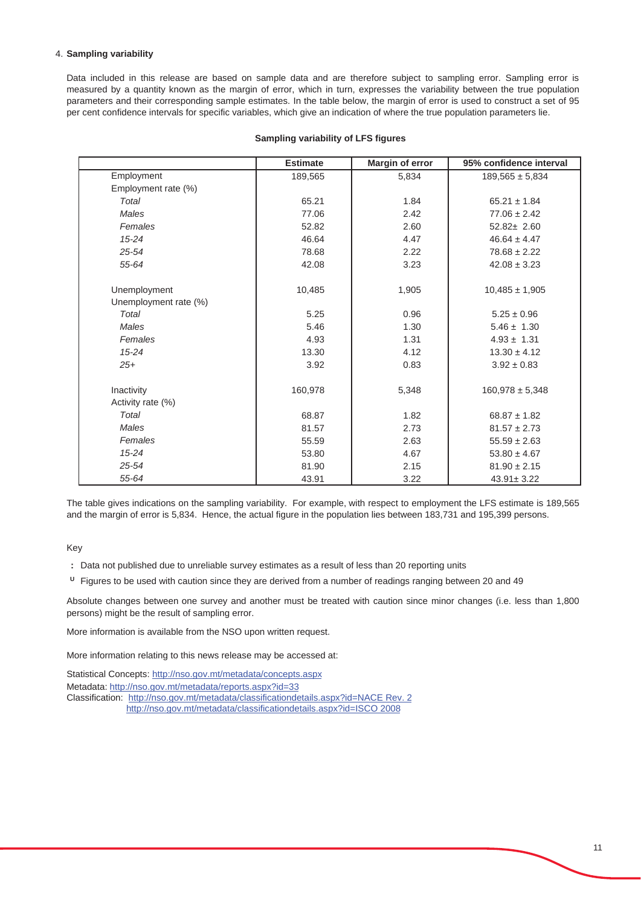## 4. Sampling variability

Data included in this release are based on sample data and are therefore subject to sampling error. Sampling error is measured by a quantity known as the margin of error, which in turn, expresses the variability between the true population parameters and their corresponding sample estimates. In the table below, the margin of error is used to construct a set of 95 per cent confidence intervals for specific variables, which give an indication of where the true population parameters lie.

**Sampling variability of LFS figures**

| | Estimate | Margin of error | 95% confidence interval |
|---|---|---|---|
| Employment | 189,565 | 5,834 | 189,565 ± 5,834 |
| Employment rate (%) | | | |
| *Total* | 65.21 | 1.84 | 65.21 ± 1.84 |
| *Males* | 77.06 | 2.42 | 77.06 ± 2.42 |
| *Females* | 52.82 | 2.60 | 52.82± 2.60 |
| *15-24* | 46.64 | 4.47 | 46.64 ± 4.47 |
| *25-54* | 78.68 | 2.22 | 78.68 ± 2.22 |
| *55-64* | 42.08 | 3.23 | 42.08 ± 3.23 |
| | | | |
| Unemployment | 10,485 | 1,905 | 10,485 ± 1,905 |
| Unemployment rate (%) | | | |
| *Total* | 5.25 | 0.96 | 5.25 ± 0.96 |
| *Males* | 5.46 | 1.30 | 5.46 ± 1.30 |
| *Females* | 4.93 | 1.31 | 4.93 ± 1.31 |
| *15-24* | 13.30 | 4.12 | 13.30 ± 4.12 |
| *25+* | 3.92 | 0.83 | 3.92 ± 0.83 |
| | | | |
| Inactivity | 160,978 | 5,348 | 160,978 ± 5,348 |
| Activity rate (%) | | | |
| *Total* | 68.87 | 1.82 | 68.87 ± 1.82 |
| *Males* | 81.57 | 2.73 | 81.57 ± 2.73 |
| *Females* | 55.59 | 2.63 | 55.59 ± 2.63 |
| *15-24* | 53.80 | 4.67 | 53.80 ± 4.67 |
| *25-54* | 81.90 | 2.15 | 81.90 ± 2.15 |
| *55-64* | 43.91 | 3.22 | 43.91± 3.22 |

The table gives indications on the sampling variability. For example, with respect to employment the LFS estimate is 189,565 and the margin of error is 5,834. Hence, the actual figure in the population lies between 183,731 and 195,399 persons.

Key

**:** Data not published due to unreliable survey estimates as a result of less than 20 reporting units

**u** Figures to be used with caution since they are derived from a number of readings ranging between 20 and 49

Absolute changes between one survey and another must be treated with caution since minor changes (i.e. less than 1,800 persons) might be the result of sampling error.

More information is available from the NSO upon written request.

More information relating to this news release may be accessed at:

Statistical Concepts: http://nso.gov.mt/metadata/concepts.aspx
Metadata: http://nso.gov.mt/metadata/reports.aspx?id=33
Classification: http://nso.gov.mt/metadata/classificationdetails.aspx?id=NACE Rev. 2
http://nso.gov.mt/metadata/classificationdetails.aspx?id=ISCO 2008